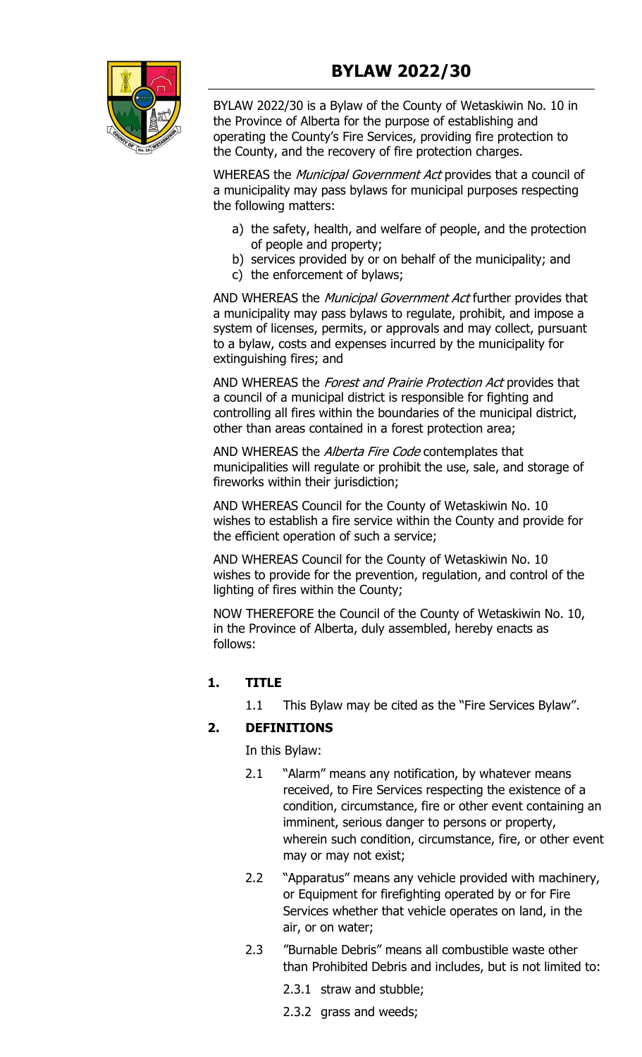# BYLAW 2022/30

BYLAW 2022/30 is a Bylaw of the County of Wetaskiwin No. 10 in the Province of Alberta for the purpose of establishing and operating the County's Fire Services, providing fire protection to the County, and the recovery of fire protection charges.

WHEREAS the *Municipal Government Act* provides that a council of a municipality may pass bylaws for municipal purposes respecting the following matters:

a) the safety, health, and welfare of people, and the protection of people and property;
b) services provided by or on behalf of the municipality; and
c) the enforcement of bylaws;

AND WHEREAS the *Municipal Government Act* further provides that a municipality may pass bylaws to regulate, prohibit, and impose a system of licenses, permits, or approvals and may collect, pursuant to a bylaw, costs and expenses incurred by the municipality for extinguishing fires; and

AND WHEREAS the *Forest and Prairie Protection Act* provides that a council of a municipal district is responsible for fighting and controlling all fires within the boundaries of the municipal district, other than areas contained in a forest protection area;

AND WHEREAS the *Alberta Fire Code* contemplates that municipalities will regulate or prohibit the use, sale, and storage of fireworks within their jurisdiction;

AND WHEREAS Council for the County of Wetaskiwin No. 10 wishes to establish a fire service within the County and provide for the efficient operation of such a service;

AND WHEREAS Council for the County of Wetaskiwin No. 10 wishes to provide for the prevention, regulation, and control of the lighting of fires within the County;

NOW THEREFORE the Council of the County of Wetaskiwin No. 10, in the Province of Alberta, duly assembled, hereby enacts as follows:

## 1. TITLE

1.1 This Bylaw may be cited as the "Fire Services Bylaw".

## 2. DEFINITIONS

In this Bylaw:

2.1 "Alarm" means any notification, by whatever means received, to Fire Services respecting the existence of a condition, circumstance, fire or other event containing an imminent, serious danger to persons or property, wherein such condition, circumstance, fire, or other event may or may not exist;

2.2 "Apparatus" means any vehicle provided with machinery, or Equipment for firefighting operated by or for Fire Services whether that vehicle operates on land, in the air, or on water;

2.3 "Burnable Debris" means all combustible waste other than Prohibited Debris and includes, but is not limited to:

2.3.1 straw and stubble;

2.3.2 grass and weeds;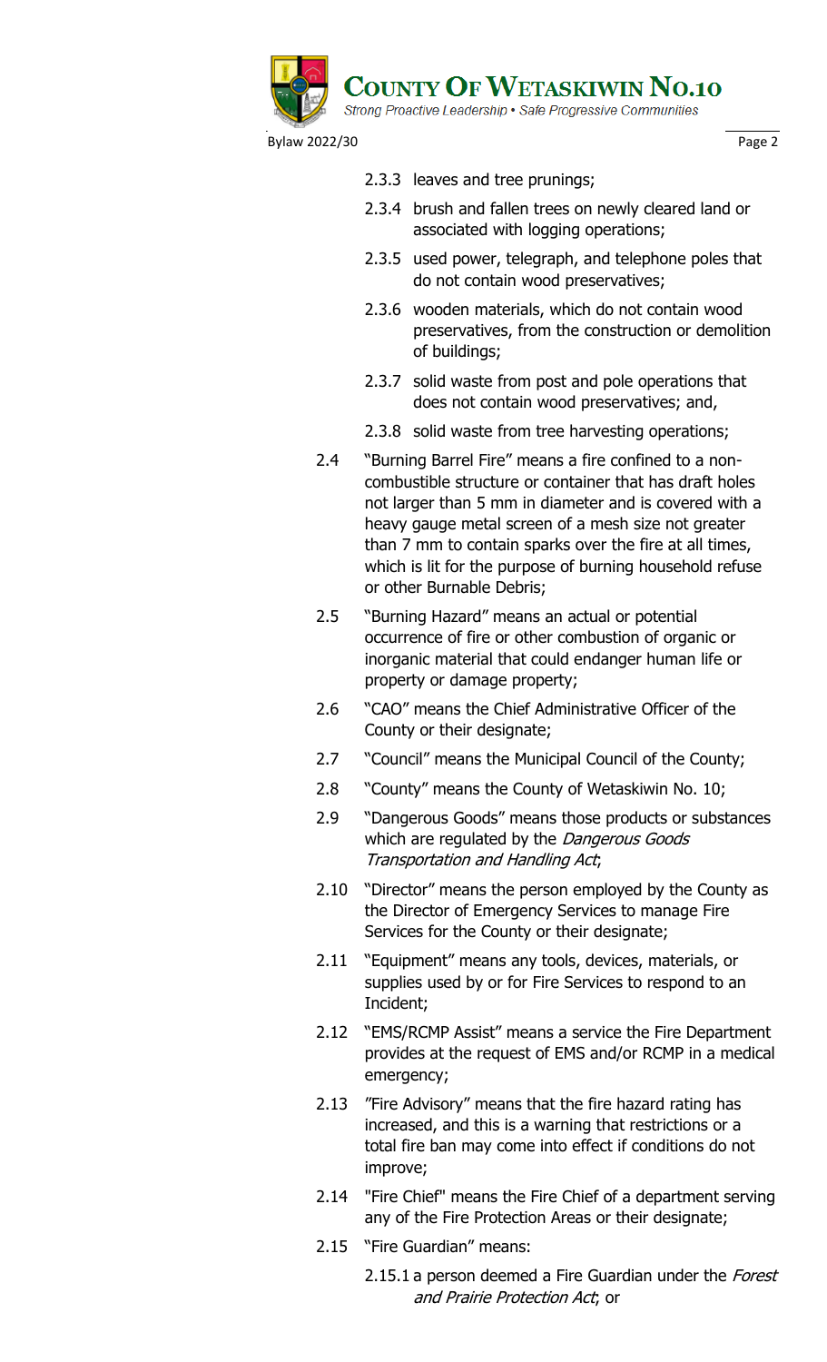2.3.3 leaves and tree prunings;

2.3.4 brush and fallen trees on newly cleared land or associated with logging operations;

2.3.5 used power, telegraph, and telephone poles that do not contain wood preservatives;

2.3.6 wooden materials, which do not contain wood preservatives, from the construction or demolition of buildings;

2.3.7 solid waste from post and pole operations that does not contain wood preservatives; and,

2.3.8 solid waste from tree harvesting operations;

2.4 "Burning Barrel Fire" means a fire confined to a non-combustible structure or container that has draft holes not larger than 5 mm in diameter and is covered with a heavy gauge metal screen of a mesh size not greater than 7 mm to contain sparks over the fire at all times, which is lit for the purpose of burning household refuse or other Burnable Debris;

2.5 "Burning Hazard" means an actual or potential occurrence of fire or other combustion of organic or inorganic material that could endanger human life or property or damage property;

2.6 "CAO" means the Chief Administrative Officer of the County or their designate;

2.7 "Council" means the Municipal Council of the County;

2.8 "County" means the County of Wetaskiwin No. 10;

2.9 "Dangerous Goods" means those products or substances which are regulated by the *Dangerous Goods Transportation and Handling Act*;

2.10 "Director" means the person employed by the County as the Director of Emergency Services to manage Fire Services for the County or their designate;

2.11 "Equipment" means any tools, devices, materials, or supplies used by or for Fire Services to respond to an Incident;

2.12 "EMS/RCMP Assist" means a service the Fire Department provides at the request of EMS and/or RCMP in a medical emergency;

2.13 "Fire Advisory" means that the fire hazard rating has increased, and this is a warning that restrictions or a total fire ban may come into effect if conditions do not improve;

2.14 "Fire Chief" means the Fire Chief of a department serving any of the Fire Protection Areas or their designate;

2.15 "Fire Guardian" means:

2.15.1 a person deemed a Fire Guardian under the *Forest and Prairie Protection Act*; or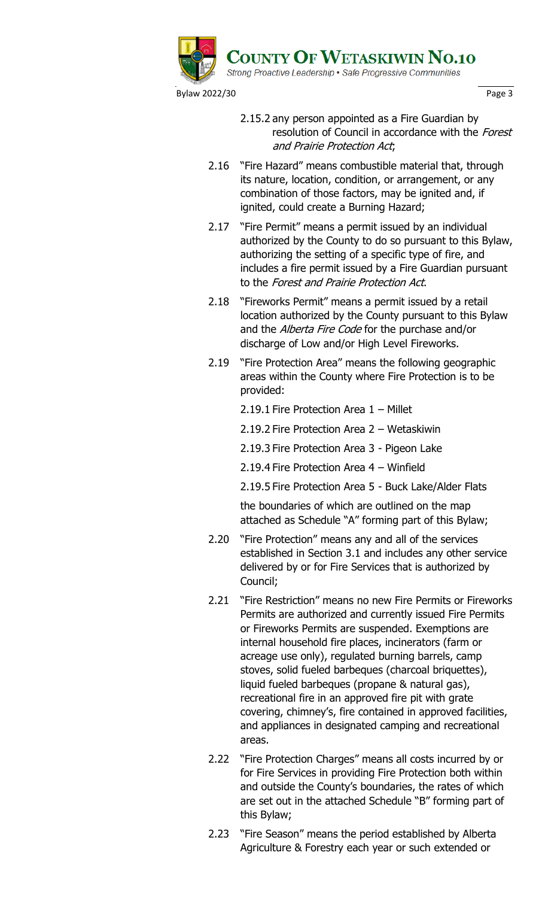2.15.2 any person appointed as a Fire Guardian by resolution of Council in accordance with the *Forest and Prairie Protection Act*;

2.16 "Fire Hazard" means combustible material that, through its nature, location, condition, or arrangement, or any combination of those factors, may be ignited and, if ignited, could create a Burning Hazard;

2.17 "Fire Permit" means a permit issued by an individual authorized by the County to do so pursuant to this Bylaw, authorizing the setting of a specific type of fire, and includes a fire permit issued by a Fire Guardian pursuant to the *Forest and Prairie Protection Act*.

2.18 "Fireworks Permit" means a permit issued by a retail location authorized by the County pursuant to this Bylaw and the *Alberta Fire Code* for the purchase and/or discharge of Low and/or High Level Fireworks.

2.19 "Fire Protection Area" means the following geographic areas within the County where Fire Protection is to be provided:

2.19.1 Fire Protection Area 1 – Millet

2.19.2 Fire Protection Area 2 – Wetaskiwin

2.19.3 Fire Protection Area 3 - Pigeon Lake

2.19.4 Fire Protection Area 4 – Winfield

2.19.5 Fire Protection Area 5 - Buck Lake/Alder Flats

the boundaries of which are outlined on the map attached as Schedule "A" forming part of this Bylaw;

2.20 "Fire Protection" means any and all of the services established in Section 3.1 and includes any other service delivered by or for Fire Services that is authorized by Council;

2.21 "Fire Restriction" means no new Fire Permits or Fireworks Permits are authorized and currently issued Fire Permits or Fireworks Permits are suspended. Exemptions are internal household fire places, incinerators (farm or acreage use only), regulated burning barrels, camp stoves, solid fueled barbeques (charcoal briquettes), liquid fueled barbeques (propane & natural gas), recreational fire in an approved fire pit with grate covering, chimney's, fire contained in approved facilities, and appliances in designated camping and recreational areas.

2.22 "Fire Protection Charges" means all costs incurred by or for Fire Services in providing Fire Protection both within and outside the County's boundaries, the rates of which are set out in the attached Schedule "B" forming part of this Bylaw;

2.23 "Fire Season" means the period established by Alberta Agriculture & Forestry each year or such extended or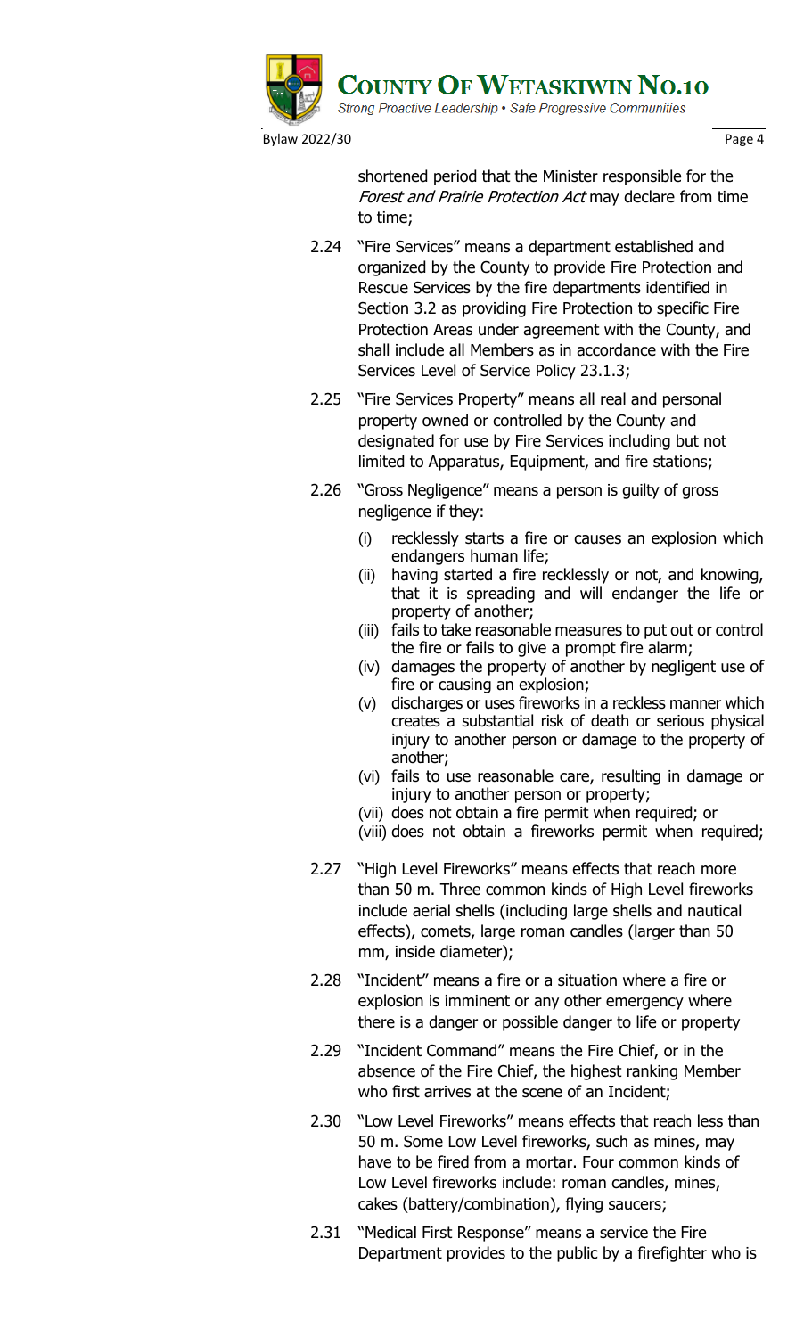shortened period that the Minister responsible for the *Forest and Prairie Protection Act* may declare from time to time;

2.24 "Fire Services" means a department established and organized by the County to provide Fire Protection and Rescue Services by the fire departments identified in Section 3.2 as providing Fire Protection to specific Fire Protection Areas under agreement with the County, and shall include all Members as in accordance with the Fire Services Level of Service Policy 23.1.3;

2.25 "Fire Services Property" means all real and personal property owned or controlled by the County and designated for use by Fire Services including but not limited to Apparatus, Equipment, and fire stations;

2.26 "Gross Negligence" means a person is guilty of gross negligence if they:

(i) recklessly starts a fire or causes an explosion which endangers human life;
(ii) having started a fire recklessly or not, and knowing, that it is spreading and will endanger the life or property of another;
(iii) fails to take reasonable measures to put out or control the fire or fails to give a prompt fire alarm;
(iv) damages the property of another by negligent use of fire or causing an explosion;
(v) discharges or uses fireworks in a reckless manner which creates a substantial risk of death or serious physical injury to another person or damage to the property of another;
(vi) fails to use reasonable care, resulting in damage or injury to another person or property;
(vii) does not obtain a fire permit when required; or
(viii) does not obtain a fireworks permit when required;

2.27 "High Level Fireworks" means effects that reach more than 50 m. Three common kinds of High Level fireworks include aerial shells (including large shells and nautical effects), comets, large roman candles (larger than 50 mm, inside diameter);

2.28 "Incident" means a fire or a situation where a fire or explosion is imminent or any other emergency where there is a danger or possible danger to life or property

2.29 "Incident Command" means the Fire Chief, or in the absence of the Fire Chief, the highest ranking Member who first arrives at the scene of an Incident;

2.30 "Low Level Fireworks" means effects that reach less than 50 m. Some Low Level fireworks, such as mines, may have to be fired from a mortar. Four common kinds of Low Level fireworks include: roman candles, mines, cakes (battery/combination), flying saucers;

2.31 "Medical First Response" means a service the Fire Department provides to the public by a firefighter who is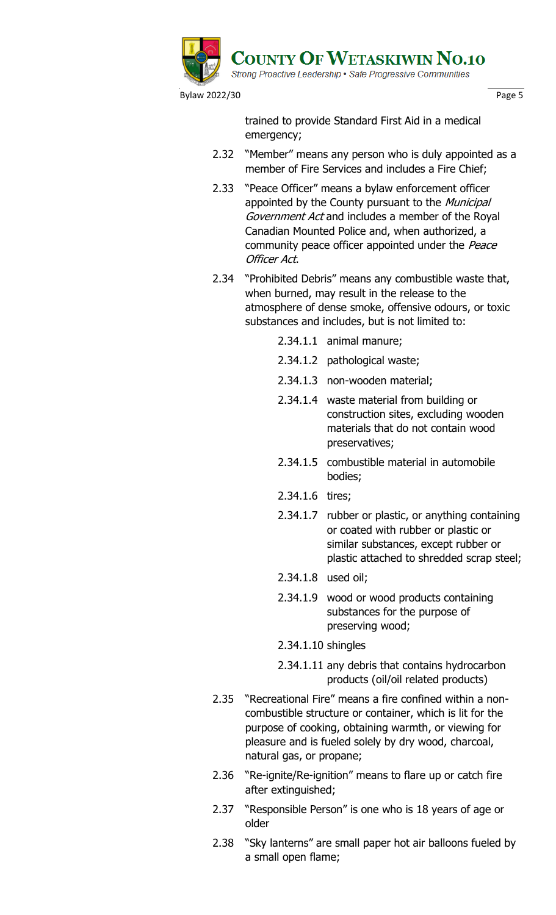trained to provide Standard First Aid in a medical emergency;

2.32 "Member" means any person who is duly appointed as a member of Fire Services and includes a Fire Chief;

2.33 "Peace Officer" means a bylaw enforcement officer appointed by the County pursuant to the *Municipal Government Act* and includes a member of the Royal Canadian Mounted Police and, when authorized, a community peace officer appointed under the *Peace Officer Act*.

2.34 "Prohibited Debris" means any combustible waste that, when burned, may result in the release to the atmosphere of dense smoke, offensive odours, or toxic substances and includes, but is not limited to:

- 2.34.1.1 animal manure;
- 2.34.1.2 pathological waste;
- 2.34.1.3 non-wooden material;
- 2.34.1.4 waste material from building or construction sites, excluding wooden materials that do not contain wood preservatives;
- 2.34.1.5 combustible material in automobile bodies;
- 2.34.1.6 tires;
- 2.34.1.7 rubber or plastic, or anything containing or coated with rubber or plastic or similar substances, except rubber or plastic attached to shredded scrap steel;
- 2.34.1.8 used oil;
- 2.34.1.9 wood or wood products containing substances for the purpose of preserving wood;
- 2.34.1.10 shingles
- 2.34.1.11 any debris that contains hydrocarbon products (oil/oil related products)

2.35 "Recreational Fire" means a fire confined within a non-combustible structure or container, which is lit for the purpose of cooking, obtaining warmth, or viewing for pleasure and is fueled solely by dry wood, charcoal, natural gas, or propane;

2.36 "Re-ignite/Re-ignition" means to flare up or catch fire after extinguished;

2.37 "Responsible Person" is one who is 18 years of age or older

2.38 "Sky lanterns" are small paper hot air balloons fueled by a small open flame;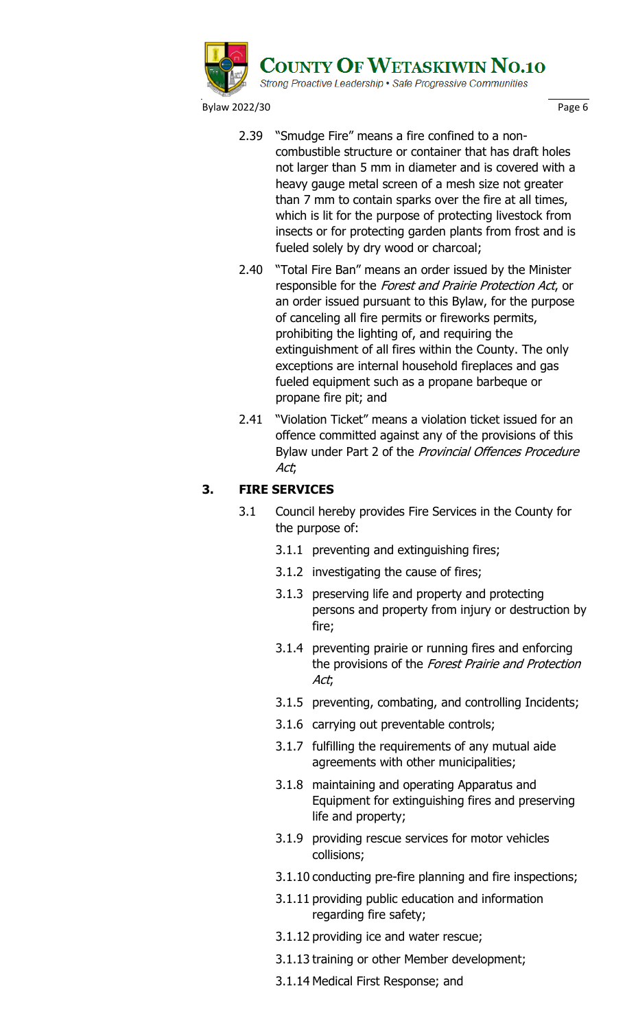2.39 "Smudge Fire" means a fire confined to a non-combustible structure or container that has draft holes not larger than 5 mm in diameter and is covered with a heavy gauge metal screen of a mesh size not greater than 7 mm to contain sparks over the fire at all times, which is lit for the purpose of protecting livestock from insects or for protecting garden plants from frost and is fueled solely by dry wood or charcoal;

2.40 "Total Fire Ban" means an order issued by the Minister responsible for the *Forest and Prairie Protection Act*, or an order issued pursuant to this Bylaw, for the purpose of canceling all fire permits or fireworks permits, prohibiting the lighting of, and requiring the extinguishment of all fires within the County. The only exceptions are internal household fireplaces and gas fueled equipment such as a propane barbeque or propane fire pit; and

2.41 "Violation Ticket" means a violation ticket issued for an offence committed against any of the provisions of this Bylaw under Part 2 of the *Provincial Offences Procedure Act*;

## 3. FIRE SERVICES

3.1 Council hereby provides Fire Services in the County for the purpose of:

3.1.1 preventing and extinguishing fires;

3.1.2 investigating the cause of fires;

3.1.3 preserving life and property and protecting persons and property from injury or destruction by fire;

3.1.4 preventing prairie or running fires and enforcing the provisions of the *Forest Prairie and Protection Act*;

3.1.5 preventing, combating, and controlling Incidents;

3.1.6 carrying out preventable controls;

3.1.7 fulfilling the requirements of any mutual aide agreements with other municipalities;

3.1.8 maintaining and operating Apparatus and Equipment for extinguishing fires and preserving life and property;

3.1.9 providing rescue services for motor vehicles collisions;

3.1.10 conducting pre-fire planning and fire inspections;

3.1.11 providing public education and information regarding fire safety;

3.1.12 providing ice and water rescue;

3.1.13 training or other Member development;

3.1.14 Medical First Response; and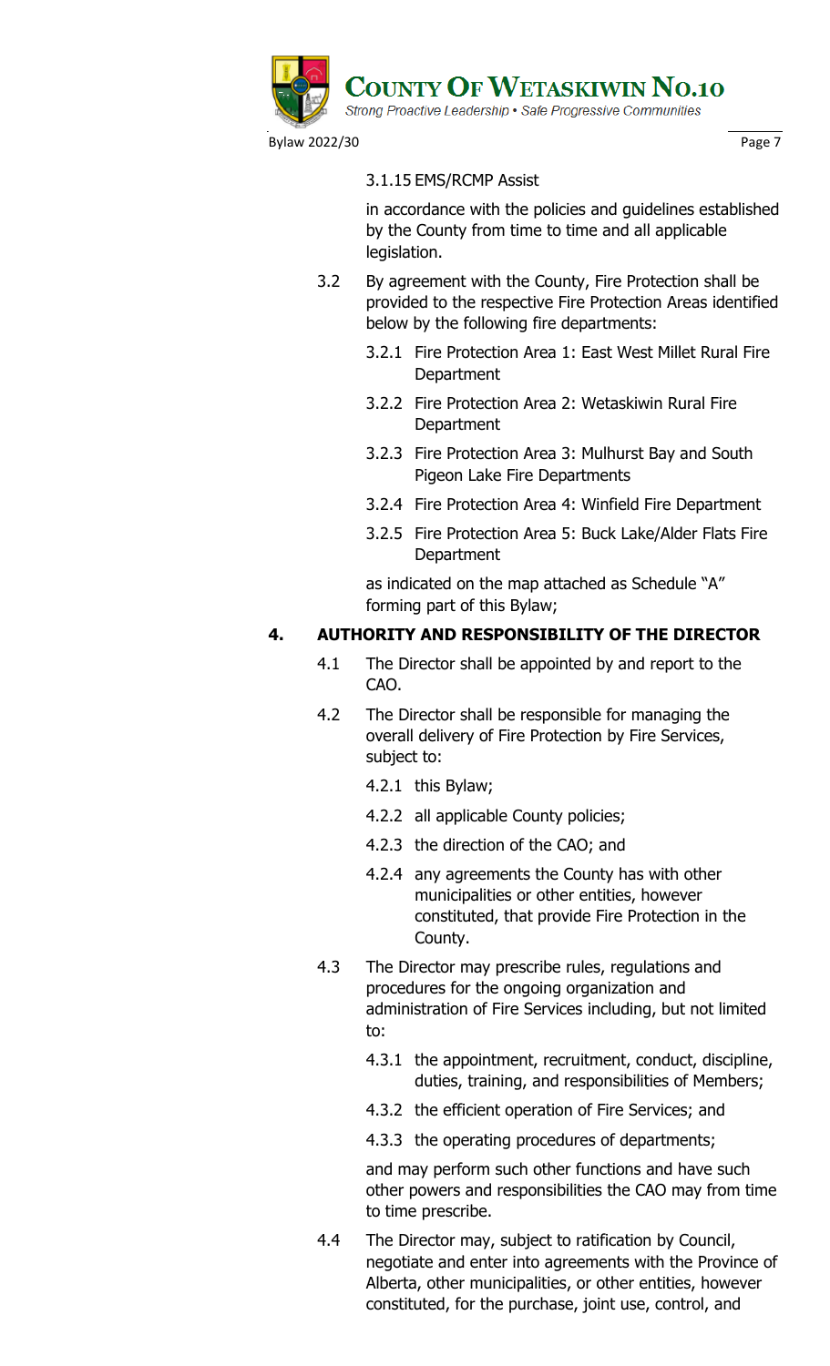3.1.15 EMS/RCMP Assist

in accordance with the policies and guidelines established by the County from time to time and all applicable legislation.

3.2 By agreement with the County, Fire Protection shall be provided to the respective Fire Protection Areas identified below by the following fire departments:

3.2.1 Fire Protection Area 1: East West Millet Rural Fire Department

3.2.2 Fire Protection Area 2: Wetaskiwin Rural Fire Department

3.2.3 Fire Protection Area 3: Mulhurst Bay and South Pigeon Lake Fire Departments

3.2.4 Fire Protection Area 4: Winfield Fire Department

3.2.5 Fire Protection Area 5: Buck Lake/Alder Flats Fire Department

as indicated on the map attached as Schedule "A" forming part of this Bylaw;

## 4. AUTHORITY AND RESPONSIBILITY OF THE DIRECTOR

4.1 The Director shall be appointed by and report to the CAO.

4.2 The Director shall be responsible for managing the overall delivery of Fire Protection by Fire Services, subject to:

4.2.1 this Bylaw;

4.2.2 all applicable County policies;

4.2.3 the direction of the CAO; and

4.2.4 any agreements the County has with other municipalities or other entities, however constituted, that provide Fire Protection in the County.

4.3 The Director may prescribe rules, regulations and procedures for the ongoing organization and administration of Fire Services including, but not limited to:

4.3.1 the appointment, recruitment, conduct, discipline, duties, training, and responsibilities of Members;

4.3.2 the efficient operation of Fire Services; and

4.3.3 the operating procedures of departments;

and may perform such other functions and have such other powers and responsibilities the CAO may from time to time prescribe.

4.4 The Director may, subject to ratification by Council, negotiate and enter into agreements with the Province of Alberta, other municipalities, or other entities, however constituted, for the purchase, joint use, control, and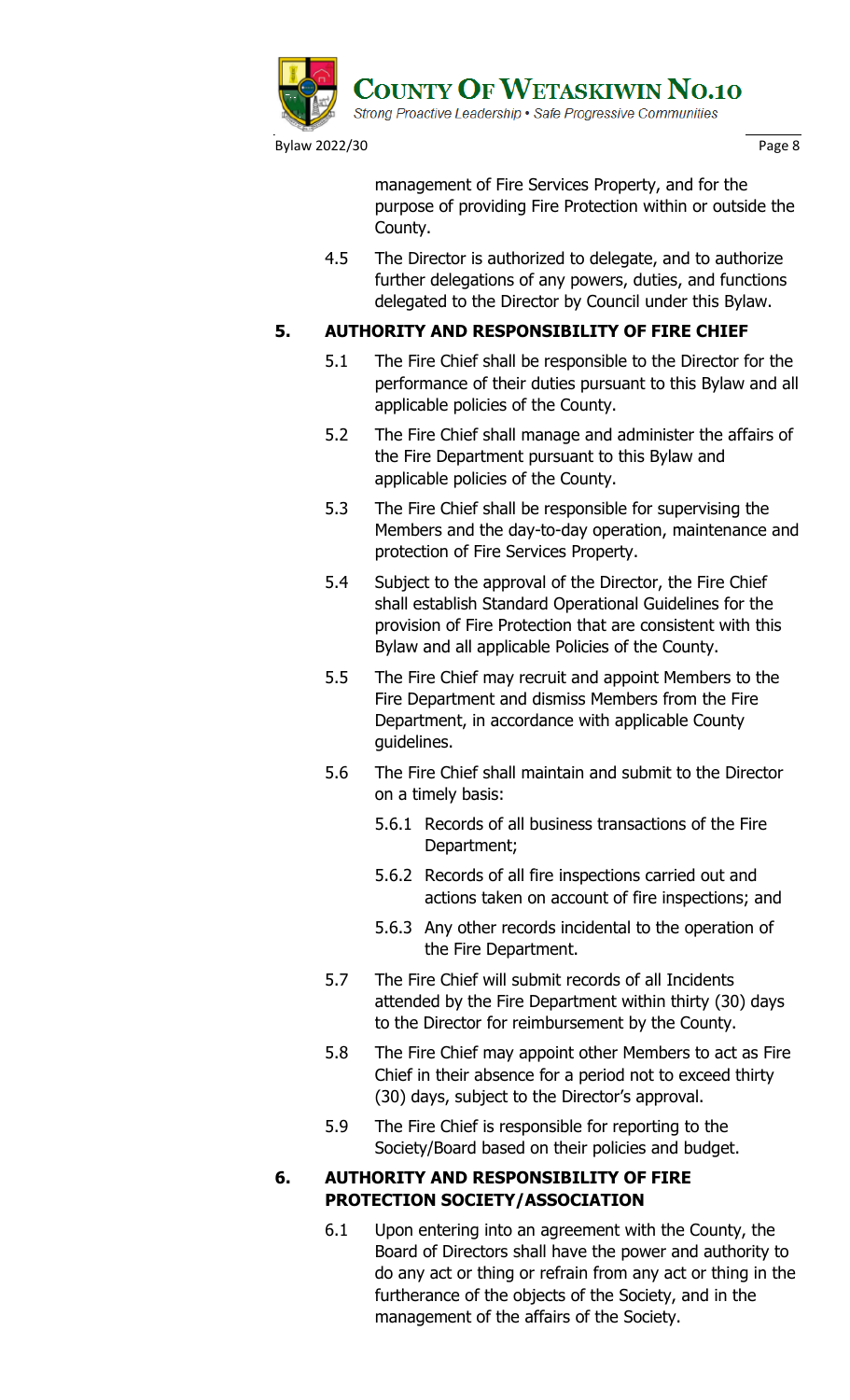management of Fire Services Property, and for the purpose of providing Fire Protection within or outside the County.

4.5 The Director is authorized to delegate, and to authorize further delegations of any powers, duties, and functions delegated to the Director by Council under this Bylaw.

## 5. AUTHORITY AND RESPONSIBILITY OF FIRE CHIEF

5.1 The Fire Chief shall be responsible to the Director for the performance of their duties pursuant to this Bylaw and all applicable policies of the County.

5.2 The Fire Chief shall manage and administer the affairs of the Fire Department pursuant to this Bylaw and applicable policies of the County.

5.3 The Fire Chief shall be responsible for supervising the Members and the day-to-day operation, maintenance and protection of Fire Services Property.

5.4 Subject to the approval of the Director, the Fire Chief shall establish Standard Operational Guidelines for the provision of Fire Protection that are consistent with this Bylaw and all applicable Policies of the County.

5.5 The Fire Chief may recruit and appoint Members to the Fire Department and dismiss Members from the Fire Department, in accordance with applicable County guidelines.

5.6 The Fire Chief shall maintain and submit to the Director on a timely basis:

- 5.6.1 Records of all business transactions of the Fire Department;
- 5.6.2 Records of all fire inspections carried out and actions taken on account of fire inspections; and
- 5.6.3 Any other records incidental to the operation of the Fire Department.

5.7 The Fire Chief will submit records of all Incidents attended by the Fire Department within thirty (30) days to the Director for reimbursement by the County.

5.8 The Fire Chief may appoint other Members to act as Fire Chief in their absence for a period not to exceed thirty (30) days, subject to the Director's approval.

5.9 The Fire Chief is responsible for reporting to the Society/Board based on their policies and budget.

## 6. AUTHORITY AND RESPONSIBILITY OF FIRE PROTECTION SOCIETY/ASSOCIATION

6.1 Upon entering into an agreement with the County, the Board of Directors shall have the power and authority to do any act or thing or refrain from any act or thing in the furtherance of the objects of the Society, and in the management of the affairs of the Society.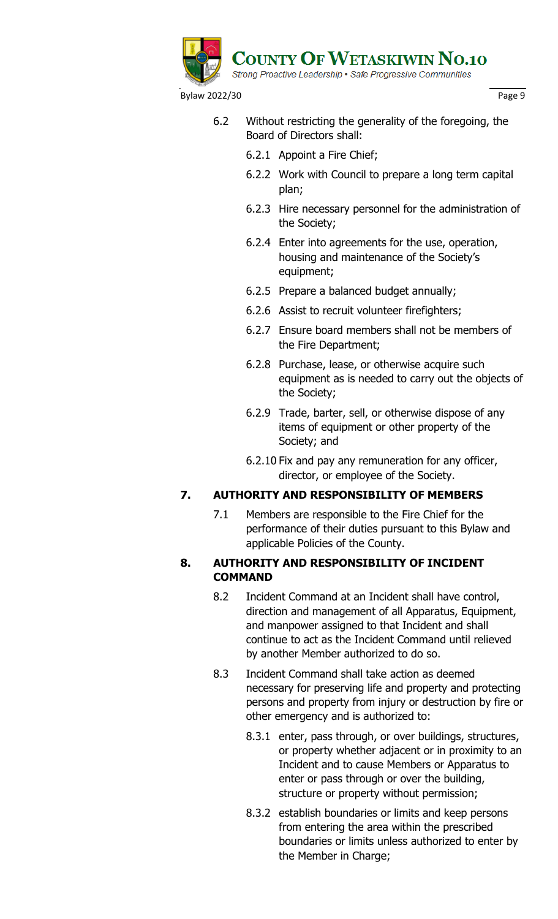6.2 Without restricting the generality of the foregoing, the Board of Directors shall:

6.2.1 Appoint a Fire Chief;

6.2.2 Work with Council to prepare a long term capital plan;

6.2.3 Hire necessary personnel for the administration of the Society;

6.2.4 Enter into agreements for the use, operation, housing and maintenance of the Society's equipment;

6.2.5 Prepare a balanced budget annually;

6.2.6 Assist to recruit volunteer firefighters;

6.2.7 Ensure board members shall not be members of the Fire Department;

6.2.8 Purchase, lease, or otherwise acquire such equipment as is needed to carry out the objects of the Society;

6.2.9 Trade, barter, sell, or otherwise dispose of any items of equipment or other property of the Society; and

6.2.10 Fix and pay any remuneration for any officer, director, or employee of the Society.

## 7. AUTHORITY AND RESPONSIBILITY OF MEMBERS

7.1 Members are responsible to the Fire Chief for the performance of their duties pursuant to this Bylaw and applicable Policies of the County.

## 8. AUTHORITY AND RESPONSIBILITY OF INCIDENT COMMAND

8.2 Incident Command at an Incident shall have control, direction and management of all Apparatus, Equipment, and manpower assigned to that Incident and shall continue to act as the Incident Command until relieved by another Member authorized to do so.

8.3 Incident Command shall take action as deemed necessary for preserving life and property and protecting persons and property from injury or destruction by fire or other emergency and is authorized to:

8.3.1 enter, pass through, or over buildings, structures, or property whether adjacent or in proximity to an Incident and to cause Members or Apparatus to enter or pass through or over the building, structure or property without permission;

8.3.2 establish boundaries or limits and keep persons from entering the area within the prescribed boundaries or limits unless authorized to enter by the Member in Charge;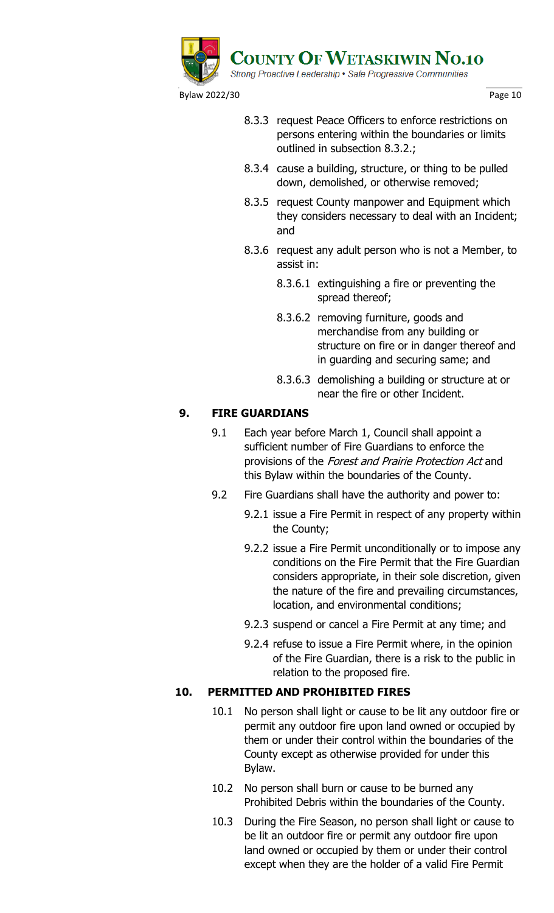8.3.3 request Peace Officers to enforce restrictions on persons entering within the boundaries or limits outlined in subsection 8.3.2.;

8.3.4 cause a building, structure, or thing to be pulled down, demolished, or otherwise removed;

8.3.5 request County manpower and Equipment which they considers necessary to deal with an Incident; and

8.3.6 request any adult person who is not a Member, to assist in:

8.3.6.1 extinguishing a fire or preventing the spread thereof;

8.3.6.2 removing furniture, goods and merchandise from any building or structure on fire or in danger thereof and in guarding and securing same; and

8.3.6.3 demolishing a building or structure at or near the fire or other Incident.

## 9. FIRE GUARDIANS

9.1 Each year before March 1, Council shall appoint a sufficient number of Fire Guardians to enforce the provisions of the *Forest and Prairie Protection Act* and this Bylaw within the boundaries of the County.

9.2 Fire Guardians shall have the authority and power to:

9.2.1 issue a Fire Permit in respect of any property within the County;

9.2.2 issue a Fire Permit unconditionally or to impose any conditions on the Fire Permit that the Fire Guardian considers appropriate, in their sole discretion, given the nature of the fire and prevailing circumstances, location, and environmental conditions;

9.2.3 suspend or cancel a Fire Permit at any time; and

9.2.4 refuse to issue a Fire Permit where, in the opinion of the Fire Guardian, there is a risk to the public in relation to the proposed fire.

## 10. PERMITTED AND PROHIBITED FIRES

10.1 No person shall light or cause to be lit any outdoor fire or permit any outdoor fire upon land owned or occupied by them or under their control within the boundaries of the County except as otherwise provided for under this Bylaw.

10.2 No person shall burn or cause to be burned any Prohibited Debris within the boundaries of the County.

10.3 During the Fire Season, no person shall light or cause to be lit an outdoor fire or permit any outdoor fire upon land owned or occupied by them or under their control except when they are the holder of a valid Fire Permit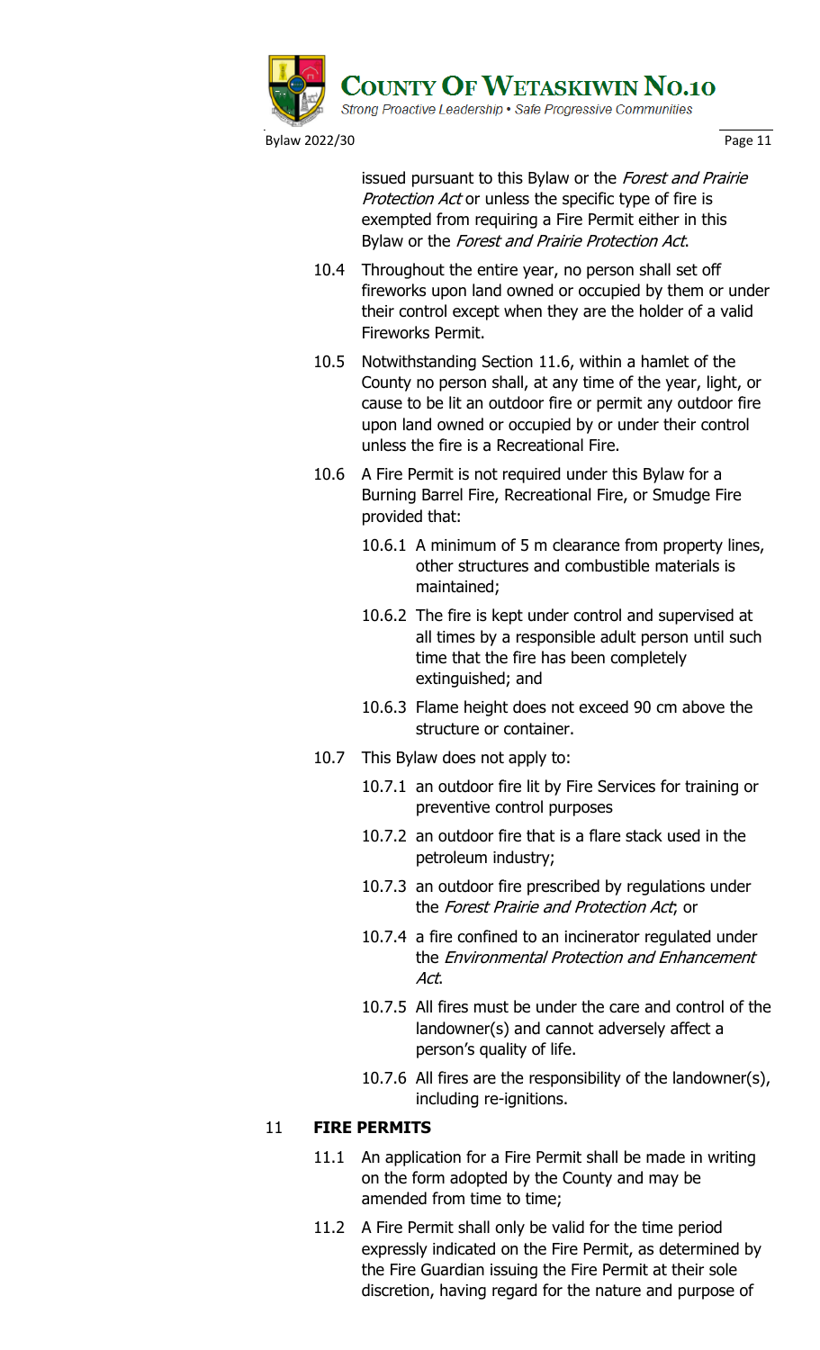issued pursuant to this Bylaw or the *Forest and Prairie Protection Act* or unless the specific type of fire is exempted from requiring a Fire Permit either in this Bylaw or the *Forest and Prairie Protection Act*.

10.4 Throughout the entire year, no person shall set off fireworks upon land owned or occupied by them or under their control except when they are the holder of a valid Fireworks Permit.

10.5 Notwithstanding Section 11.6, within a hamlet of the County no person shall, at any time of the year, light, or cause to be lit an outdoor fire or permit any outdoor fire upon land owned or occupied by or under their control unless the fire is a Recreational Fire.

10.6 A Fire Permit is not required under this Bylaw for a Burning Barrel Fire, Recreational Fire, or Smudge Fire provided that:

10.6.1 A minimum of 5 m clearance from property lines, other structures and combustible materials is maintained;

10.6.2 The fire is kept under control and supervised at all times by a responsible adult person until such time that the fire has been completely extinguished; and

10.6.3 Flame height does not exceed 90 cm above the structure or container.

10.7 This Bylaw does not apply to:

10.7.1 an outdoor fire lit by Fire Services for training or preventive control purposes

10.7.2 an outdoor fire that is a flare stack used in the petroleum industry;

10.7.3 an outdoor fire prescribed by regulations under the *Forest Prairie and Protection Act*; or

10.7.4 a fire confined to an incinerator regulated under the *Environmental Protection and Enhancement Act*.

10.7.5 All fires must be under the care and control of the landowner(s) and cannot adversely affect a person's quality of life.

10.7.6 All fires are the responsibility of the landowner(s), including re-ignitions.

## 11 FIRE PERMITS

11.1 An application for a Fire Permit shall be made in writing on the form adopted by the County and may be amended from time to time;

11.2 A Fire Permit shall only be valid for the time period expressly indicated on the Fire Permit, as determined by the Fire Guardian issuing the Fire Permit at their sole discretion, having regard for the nature and purpose of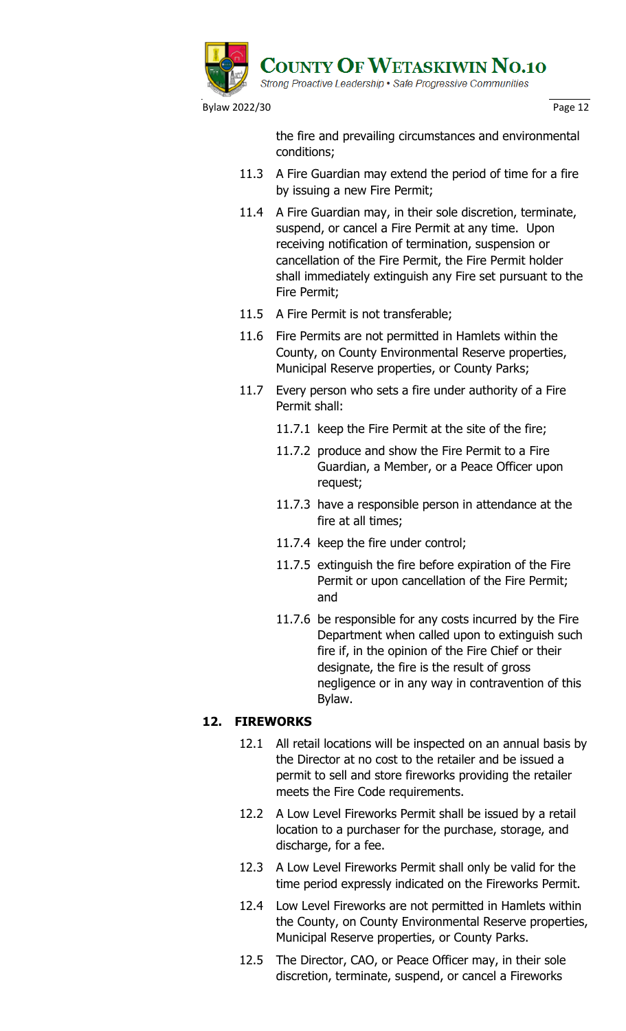the fire and prevailing circumstances and environmental conditions;

11.3 A Fire Guardian may extend the period of time for a fire by issuing a new Fire Permit;

11.4 A Fire Guardian may, in their sole discretion, terminate, suspend, or cancel a Fire Permit at any time. Upon receiving notification of termination, suspension or cancellation of the Fire Permit, the Fire Permit holder shall immediately extinguish any Fire set pursuant to the Fire Permit;

11.5 A Fire Permit is not transferable;

11.6 Fire Permits are not permitted in Hamlets within the County, on County Environmental Reserve properties, Municipal Reserve properties, or County Parks;

11.7 Every person who sets a fire under authority of a Fire Permit shall:

11.7.1 keep the Fire Permit at the site of the fire;

11.7.2 produce and show the Fire Permit to a Fire Guardian, a Member, or a Peace Officer upon request;

11.7.3 have a responsible person in attendance at the fire at all times;

11.7.4 keep the fire under control;

11.7.5 extinguish the fire before expiration of the Fire Permit or upon cancellation of the Fire Permit; and

11.7.6 be responsible for any costs incurred by the Fire Department when called upon to extinguish such fire if, in the opinion of the Fire Chief or their designate, the fire is the result of gross negligence or in any way in contravention of this Bylaw.

## 12. FIREWORKS

12.1 All retail locations will be inspected on an annual basis by the Director at no cost to the retailer and be issued a permit to sell and store fireworks providing the retailer meets the Fire Code requirements.

12.2 A Low Level Fireworks Permit shall be issued by a retail location to a purchaser for the purchase, storage, and discharge, for a fee.

12.3 A Low Level Fireworks Permit shall only be valid for the time period expressly indicated on the Fireworks Permit.

12.4 Low Level Fireworks are not permitted in Hamlets within the County, on County Environmental Reserve properties, Municipal Reserve properties, or County Parks.

12.5 The Director, CAO, or Peace Officer may, in their sole discretion, terminate, suspend, or cancel a Fireworks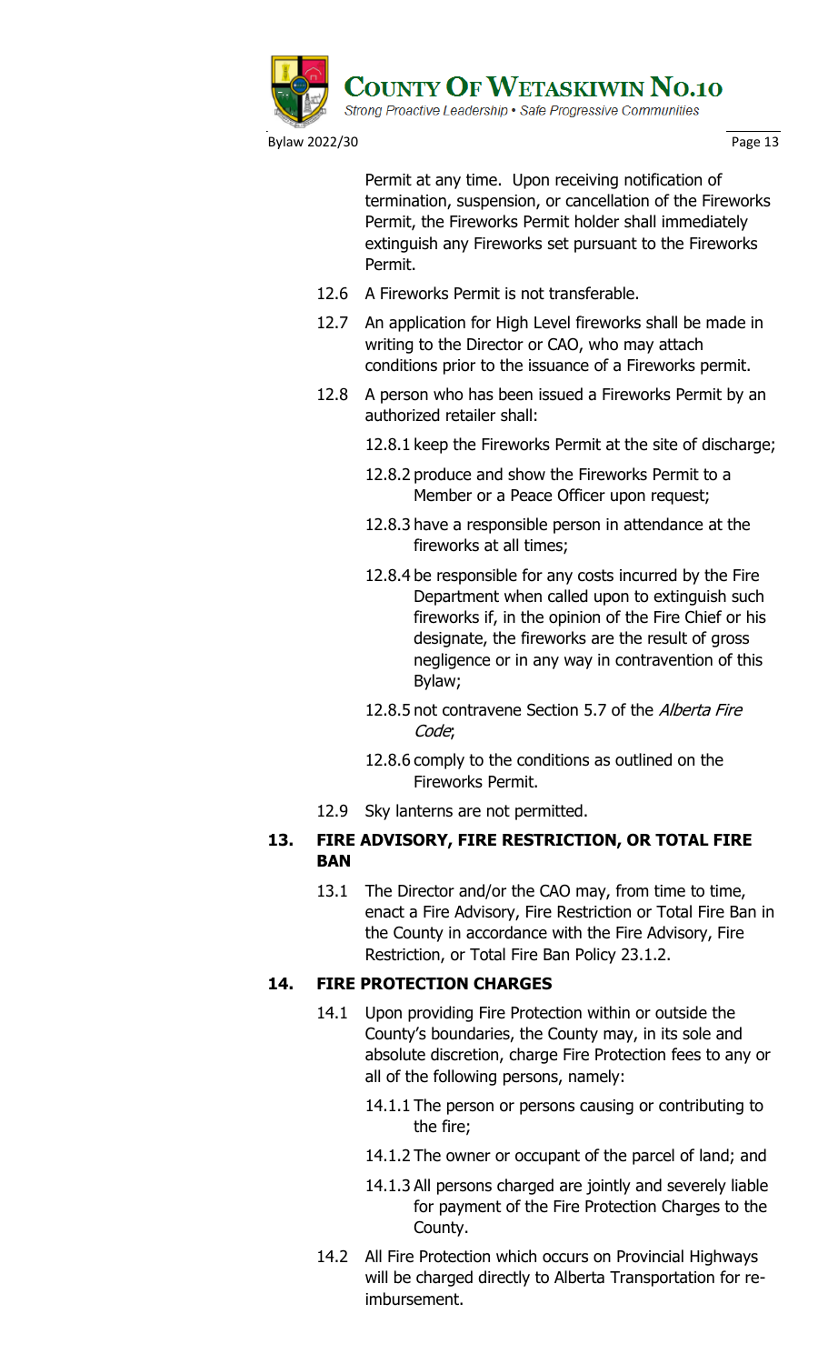Permit at any time. Upon receiving notification of termination, suspension, or cancellation of the Fireworks Permit, the Fireworks Permit holder shall immediately extinguish any Fireworks set pursuant to the Fireworks Permit.

12.6 A Fireworks Permit is not transferable.

12.7 An application for High Level fireworks shall be made in writing to the Director or CAO, who may attach conditions prior to the issuance of a Fireworks permit.

12.8 A person who has been issued a Fireworks Permit by an authorized retailer shall:

12.8.1 keep the Fireworks Permit at the site of discharge;

12.8.2 produce and show the Fireworks Permit to a Member or a Peace Officer upon request;

12.8.3 have a responsible person in attendance at the fireworks at all times;

12.8.4 be responsible for any costs incurred by the Fire Department when called upon to extinguish such fireworks if, in the opinion of the Fire Chief or his designate, the fireworks are the result of gross negligence or in any way in contravention of this Bylaw;

12.8.5 not contravene Section 5.7 of the *Alberta Fire Code*;

12.8.6 comply to the conditions as outlined on the Fireworks Permit.

12.9 Sky lanterns are not permitted.

## 13. FIRE ADVISORY, FIRE RESTRICTION, OR TOTAL FIRE BAN

13.1 The Director and/or the CAO may, from time to time, enact a Fire Advisory, Fire Restriction or Total Fire Ban in the County in accordance with the Fire Advisory, Fire Restriction, or Total Fire Ban Policy 23.1.2.

## 14. FIRE PROTECTION CHARGES

14.1 Upon providing Fire Protection within or outside the County's boundaries, the County may, in its sole and absolute discretion, charge Fire Protection fees to any or all of the following persons, namely:

14.1.1 The person or persons causing or contributing to the fire;

14.1.2 The owner or occupant of the parcel of land; and

14.1.3 All persons charged are jointly and severely liable for payment of the Fire Protection Charges to the County.

14.2 All Fire Protection which occurs on Provincial Highways will be charged directly to Alberta Transportation for re-imbursement.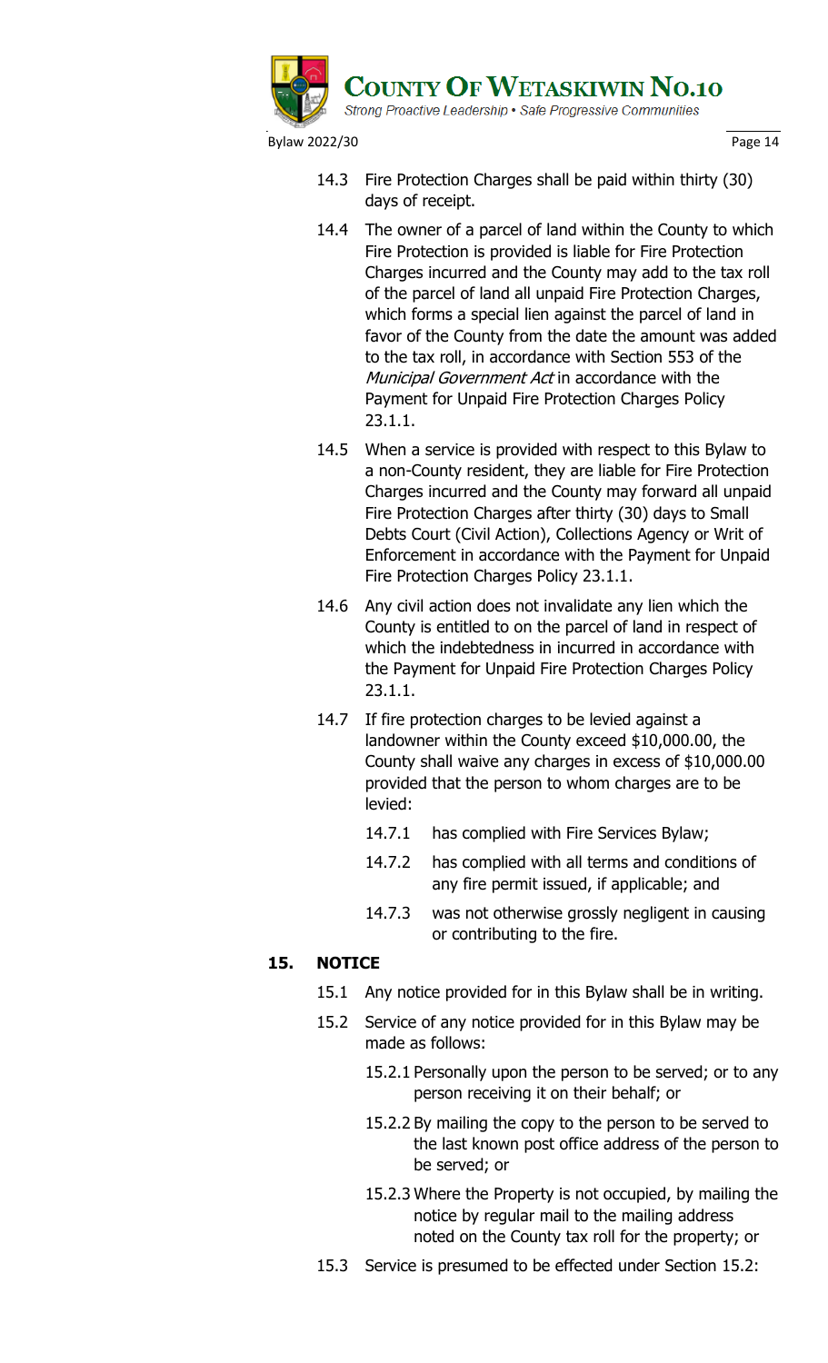14.3 Fire Protection Charges shall be paid within thirty (30) days of receipt.

14.4 The owner of a parcel of land within the County to which Fire Protection is provided is liable for Fire Protection Charges incurred and the County may add to the tax roll of the parcel of land all unpaid Fire Protection Charges, which forms a special lien against the parcel of land in favor of the County from the date the amount was added to the tax roll, in accordance with Section 553 of the *Municipal Government Act* in accordance with the Payment for Unpaid Fire Protection Charges Policy 23.1.1.

14.5 When a service is provided with respect to this Bylaw to a non-County resident, they are liable for Fire Protection Charges incurred and the County may forward all unpaid Fire Protection Charges after thirty (30) days to Small Debts Court (Civil Action), Collections Agency or Writ of Enforcement in accordance with the Payment for Unpaid Fire Protection Charges Policy 23.1.1.

14.6 Any civil action does not invalidate any lien which the County is entitled to on the parcel of land in respect of which the indebtedness in incurred in accordance with the Payment for Unpaid Fire Protection Charges Policy 23.1.1.

14.7 If fire protection charges to be levied against a landowner within the County exceed $10,000.00, the County shall waive any charges in excess of $10,000.00 provided that the person to whom charges are to be levied:

  14.7.1 has complied with Fire Services Bylaw;

  14.7.2 has complied with all terms and conditions of any fire permit issued, if applicable; and

  14.7.3 was not otherwise grossly negligent in causing or contributing to the fire.

## 15. NOTICE

15.1 Any notice provided for in this Bylaw shall be in writing.

15.2 Service of any notice provided for in this Bylaw may be made as follows:

  15.2.1 Personally upon the person to be served; or to any person receiving it on their behalf; or

  15.2.2 By mailing the copy to the person to be served to the last known post office address of the person to be served; or

  15.2.3 Where the Property is not occupied, by mailing the notice by regular mail to the mailing address noted on the County tax roll for the property; or

15.3 Service is presumed to be effected under Section 15.2: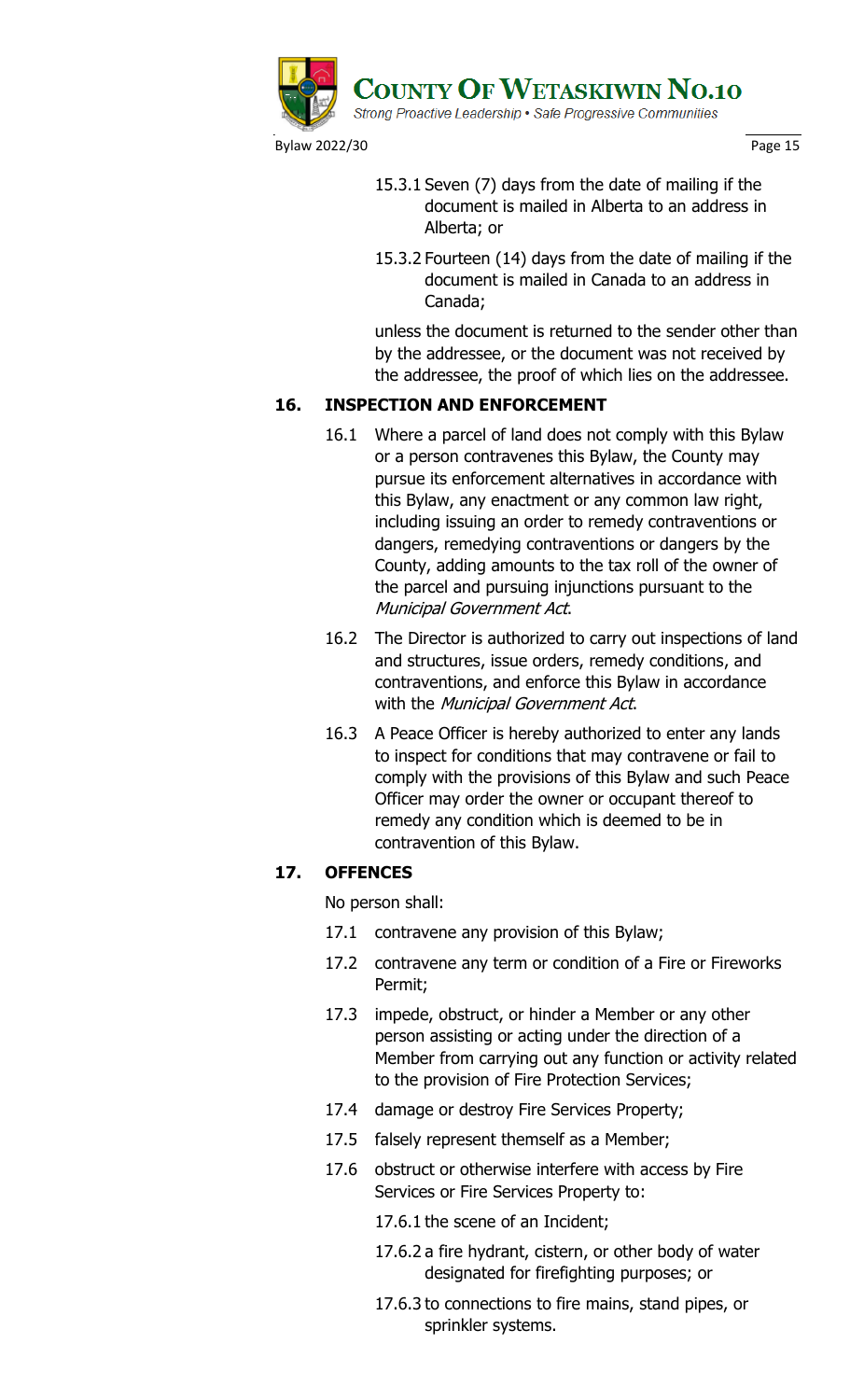15.3.1 Seven (7) days from the date of mailing if the document is mailed in Alberta to an address in Alberta; or

15.3.2 Fourteen (14) days from the date of mailing if the document is mailed in Canada to an address in Canada;

unless the document is returned to the sender other than by the addressee, or the document was not received by the addressee, the proof of which lies on the addressee.

## 16. INSPECTION AND ENFORCEMENT

16.1 Where a parcel of land does not comply with this Bylaw or a person contravenes this Bylaw, the County may pursue its enforcement alternatives in accordance with this Bylaw, any enactment or any common law right, including issuing an order to remedy contraventions or dangers, remedying contraventions or dangers by the County, adding amounts to the tax roll of the owner of the parcel and pursuing injunctions pursuant to the *Municipal Government Act*.

16.2 The Director is authorized to carry out inspections of land and structures, issue orders, remedy conditions, and contraventions, and enforce this Bylaw in accordance with the *Municipal Government Act*.

16.3 A Peace Officer is hereby authorized to enter any lands to inspect for conditions that may contravene or fail to comply with the provisions of this Bylaw and such Peace Officer may order the owner or occupant thereof to remedy any condition which is deemed to be in contravention of this Bylaw.

## 17. OFFENCES

No person shall:

17.1 contravene any provision of this Bylaw;

17.2 contravene any term or condition of a Fire or Fireworks Permit;

17.3 impede, obstruct, or hinder a Member or any other person assisting or acting under the direction of a Member from carrying out any function or activity related to the provision of Fire Protection Services;

17.4 damage or destroy Fire Services Property;

17.5 falsely represent themself as a Member;

17.6 obstruct or otherwise interfere with access by Fire Services or Fire Services Property to:

17.6.1 the scene of an Incident;

17.6.2 a fire hydrant, cistern, or other body of water designated for firefighting purposes; or

17.6.3 to connections to fire mains, stand pipes, or sprinkler systems.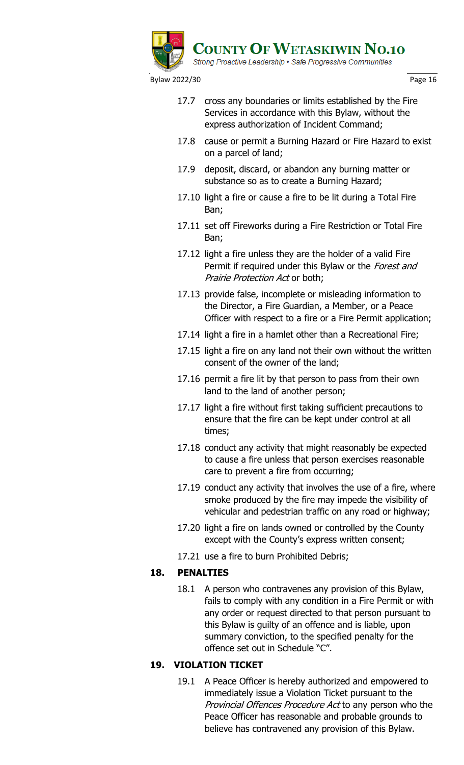17.7 cross any boundaries or limits established by the Fire Services in accordance with this Bylaw, without the express authorization of Incident Command;

17.8 cause or permit a Burning Hazard or Fire Hazard to exist on a parcel of land;

17.9 deposit, discard, or abandon any burning matter or substance so as to create a Burning Hazard;

17.10 light a fire or cause a fire to be lit during a Total Fire Ban;

17.11 set off Fireworks during a Fire Restriction or Total Fire Ban;

17.12 light a fire unless they are the holder of a valid Fire Permit if required under this Bylaw or the *Forest and Prairie Protection Act* or both;

17.13 provide false, incomplete or misleading information to the Director, a Fire Guardian, a Member, or a Peace Officer with respect to a fire or a Fire Permit application;

17.14 light a fire in a hamlet other than a Recreational Fire;

17.15 light a fire on any land not their own without the written consent of the owner of the land;

17.16 permit a fire lit by that person to pass from their own land to the land of another person;

17.17 light a fire without first taking sufficient precautions to ensure that the fire can be kept under control at all times;

17.18 conduct any activity that might reasonably be expected to cause a fire unless that person exercises reasonable care to prevent a fire from occurring;

17.19 conduct any activity that involves the use of a fire, where smoke produced by the fire may impede the visibility of vehicular and pedestrian traffic on any road or highway;

17.20 light a fire on lands owned or controlled by the County except with the County's express written consent;

17.21 use a fire to burn Prohibited Debris;

## 18. PENALTIES

18.1 A person who contravenes any provision of this Bylaw, fails to comply with any condition in a Fire Permit or with any order or request directed to that person pursuant to this Bylaw is guilty of an offence and is liable, upon summary conviction, to the specified penalty for the offence set out in Schedule "C".

## 19. VIOLATION TICKET

19.1 A Peace Officer is hereby authorized and empowered to immediately issue a Violation Ticket pursuant to the *Provincial Offences Procedure Act* to any person who the Peace Officer has reasonable and probable grounds to believe has contravened any provision of this Bylaw.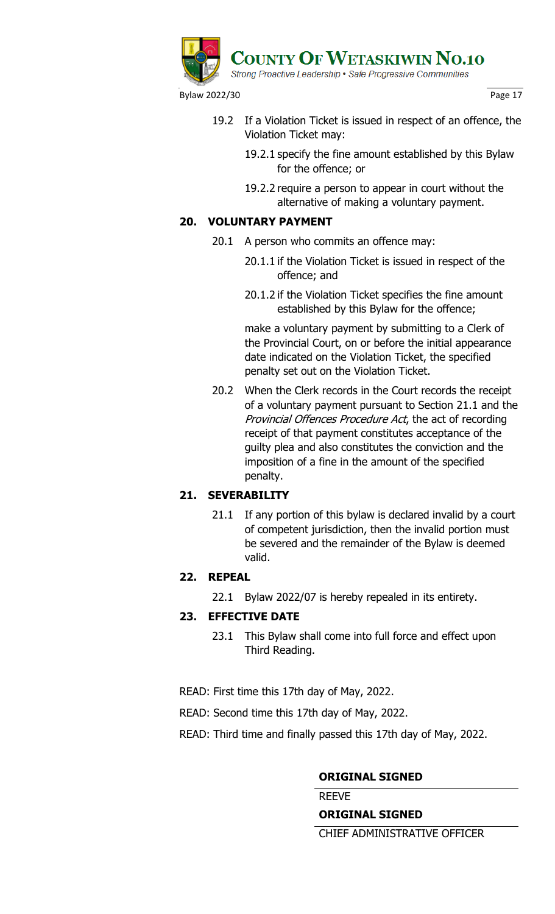19.2 If a Violation Ticket is issued in respect of an offence, the Violation Ticket may:

19.2.1 specify the fine amount established by this Bylaw for the offence; or

19.2.2 require a person to appear in court without the alternative of making a voluntary payment.

## 20. VOLUNTARY PAYMENT

20.1 A person who commits an offence may:

20.1.1 if the Violation Ticket is issued in respect of the offence; and

20.1.2 if the Violation Ticket specifies the fine amount established by this Bylaw for the offence;

make a voluntary payment by submitting to a Clerk of the Provincial Court, on or before the initial appearance date indicated on the Violation Ticket, the specified penalty set out on the Violation Ticket.

20.2 When the Clerk records in the Court records the receipt of a voluntary payment pursuant to Section 21.1 and the *Provincial Offences Procedure Act*, the act of recording receipt of that payment constitutes acceptance of the guilty plea and also constitutes the conviction and the imposition of a fine in the amount of the specified penalty.

## 21. SEVERABILITY

21.1 If any portion of this bylaw is declared invalid by a court of competent jurisdiction, then the invalid portion must be severed and the remainder of the Bylaw is deemed valid.

## 22. REPEAL

22.1 Bylaw 2022/07 is hereby repealed in its entirety.

## 23. EFFECTIVE DATE

23.1 This Bylaw shall come into full force and effect upon Third Reading.

READ: First time this 17th day of May, 2022.

READ: Second time this 17th day of May, 2022.

READ: Third time and finally passed this 17th day of May, 2022.

**ORIGINAL SIGNED**

REEVE

**ORIGINAL SIGNED**

CHIEF ADMINISTRATIVE OFFICER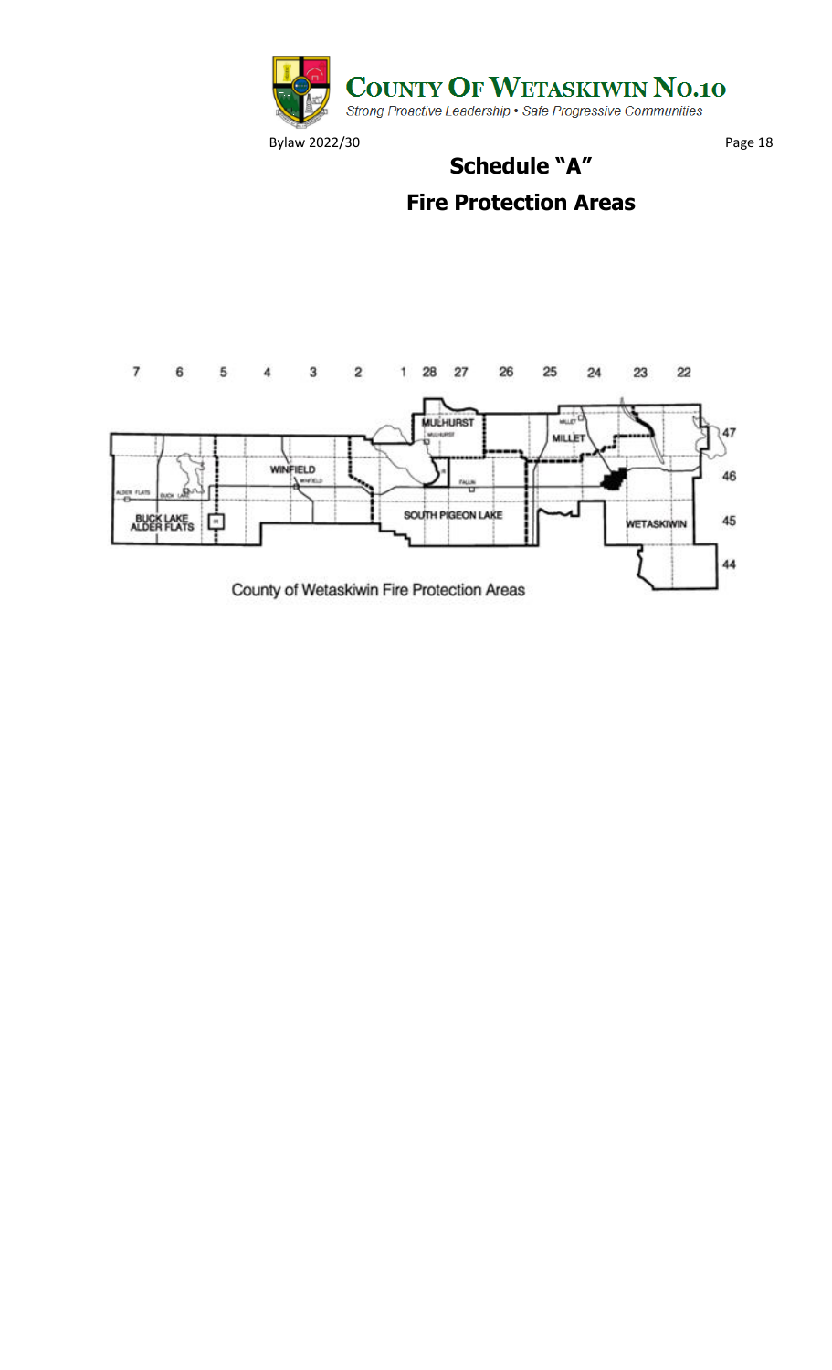# Schedule "A"

## Fire Protection Areas

County of Wetaskiwin Fire Protection Areas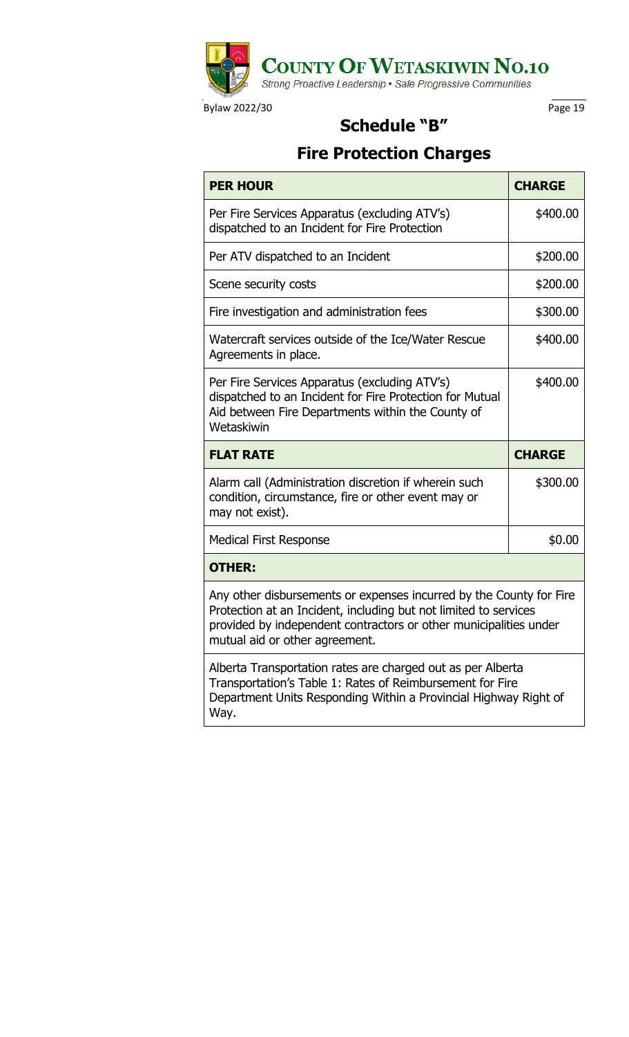# Schedule "B"

## Fire Protection Charges

| PER HOUR | CHARGE |
|---|---|
| Per Fire Services Apparatus (excluding ATV's) dispatched to an Incident for Fire Protection | $400.00 |
| Per ATV dispatched to an Incident | $200.00 |
| Scene security costs | $200.00 |
| Fire investigation and administration fees | $300.00 |
| Watercraft services outside of the Ice/Water Rescue Agreements in place. | $400.00 |
| Per Fire Services Apparatus (excluding ATV's) dispatched to an Incident for Fire Protection for Mutual Aid between Fire Departments within the County of Wetaskiwin | $400.00 |
| **FLAT RATE** | **CHARGE** |
| Alarm call (Administration discretion if wherein such condition, circumstance, fire or other event may or may not exist). | $300.00 |
| Medical First Response | $0.00 |
| **OTHER:** | |
| Any other disbursements or expenses incurred by the County for Fire Protection at an Incident, including but not limited to services provided by independent contractors or other municipalities under mutual aid or other agreement. | |
| Alberta Transportation rates are charged out as per Alberta Transportation's Table 1: Rates of Reimbursement for Fire Department Units Responding Within a Provincial Highway Right of Way. | |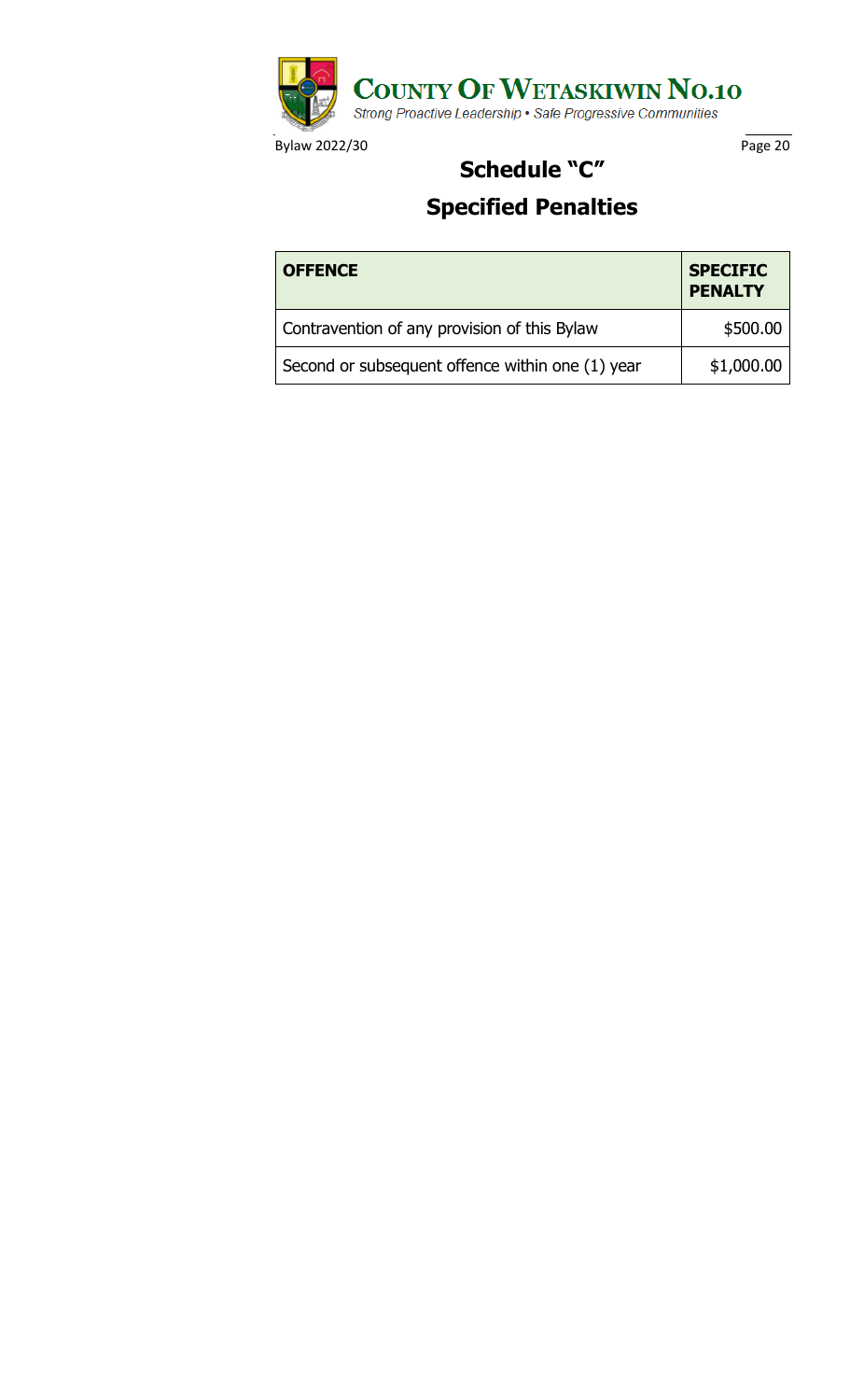# Schedule "C"

## Specified Penalties

| OFFENCE | SPECIFIC PENALTY |
| --- | --- |
| Contravention of any provision of this Bylaw | $500.00 |
| Second or subsequent offence within one (1) year | $1,000.00 |